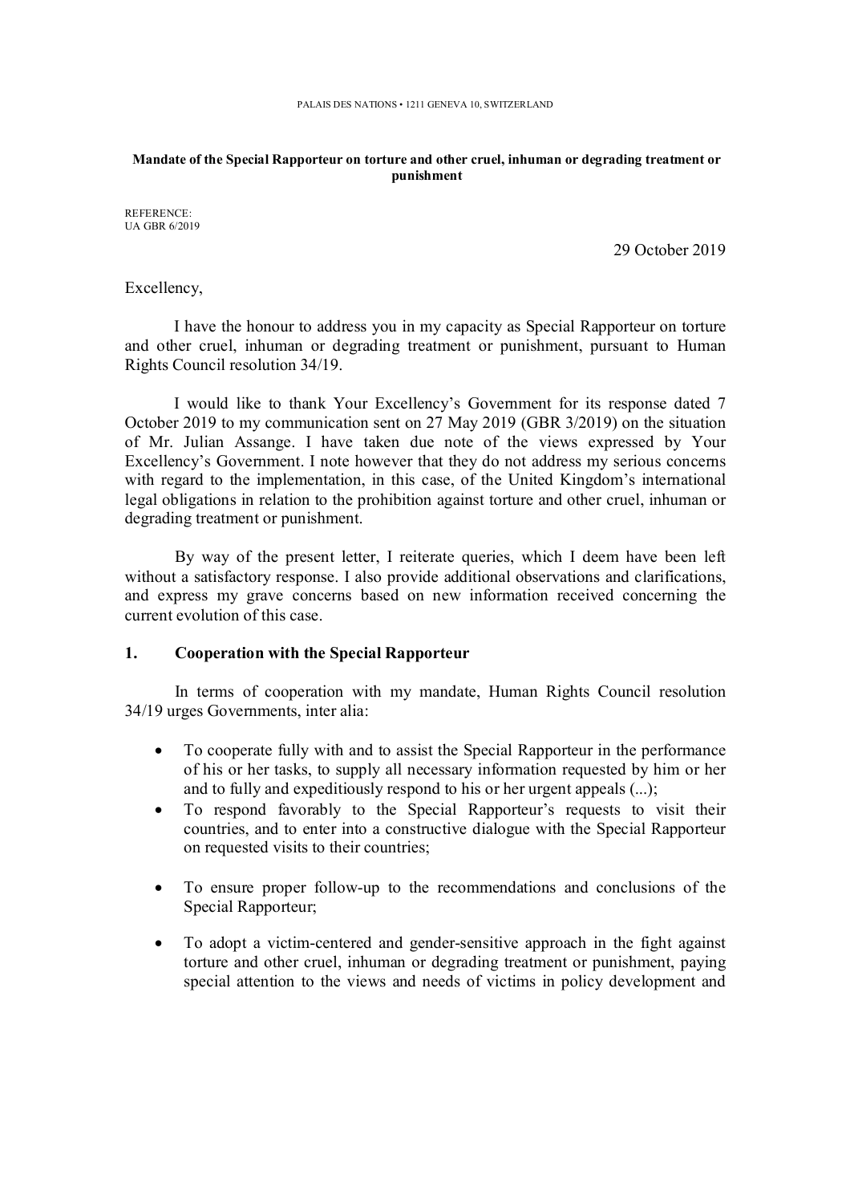PALAIS DES NATIONS • 1211 GENEVA 10, SWITZERLAND

**Mandate of the Special Rapporteur on torture and other cruel, inhuman or degrading treatment or punishment**

REFERENCE:
UA GBR 6/2019

29 October 2019

Excellency,

I have the honour to address you in my capacity as Special Rapporteur on torture and other cruel, inhuman or degrading treatment or punishment, pursuant to Human Rights Council resolution 34/19.

I would like to thank Your Excellency's Government for its response dated 7 October 2019 to my communication sent on 27 May 2019 (GBR 3/2019) on the situation of Mr. Julian Assange. I have taken due note of the views expressed by Your Excellency's Government. I note however that they do not address my serious concerns with regard to the implementation, in this case, of the United Kingdom's international legal obligations in relation to the prohibition against torture and other cruel, inhuman or degrading treatment or punishment.

By way of the present letter, I reiterate queries, which I deem have been left without a satisfactory response. I also provide additional observations and clarifications, and express my grave concerns based on new information received concerning the current evolution of this case.

## 1. Cooperation with the Special Rapporteur

In terms of cooperation with my mandate, Human Rights Council resolution 34/19 urges Governments, inter alia:

- To cooperate fully with and to assist the Special Rapporteur in the performance of his or her tasks, to supply all necessary information requested by him or her and to fully and expeditiously respond to his or her urgent appeals (...);
- To respond favorably to the Special Rapporteur's requests to visit their countries, and to enter into a constructive dialogue with the Special Rapporteur on requested visits to their countries;
- To ensure proper follow-up to the recommendations and conclusions of the Special Rapporteur;
- To adopt a victim-centered and gender-sensitive approach in the fight against torture and other cruel, inhuman or degrading treatment or punishment, paying special attention to the views and needs of victims in policy development and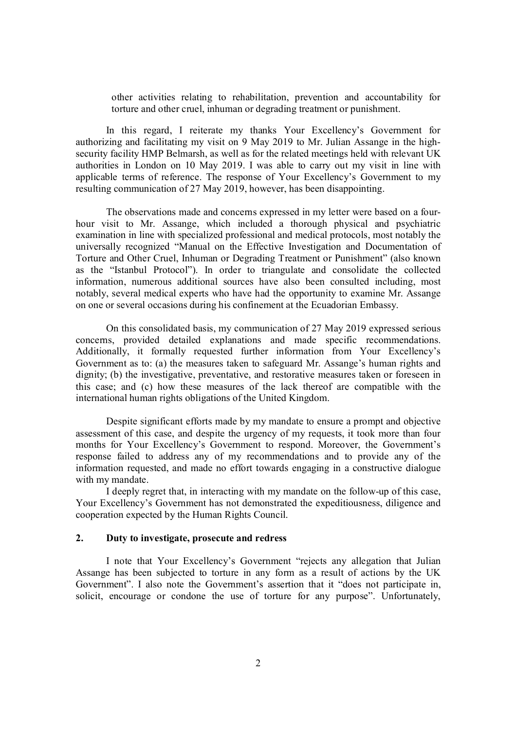other activities relating to rehabilitation, prevention and accountability for torture and other cruel, inhuman or degrading treatment or punishment.

In this regard, I reiterate my thanks Your Excellency's Government for authorizing and facilitating my visit on 9 May 2019 to Mr. Julian Assange in the high-security facility HMP Belmarsh, as well as for the related meetings held with relevant UK authorities in London on 10 May 2019. I was able to carry out my visit in line with applicable terms of reference. The response of Your Excellency's Government to my resulting communication of 27 May 2019, however, has been disappointing.

The observations made and concerns expressed in my letter were based on a four-hour visit to Mr. Assange, which included a thorough physical and psychiatric examination in line with specialized professional and medical protocols, most notably the universally recognized "Manual on the Effective Investigation and Documentation of Torture and Other Cruel, Inhuman or Degrading Treatment or Punishment" (also known as the "Istanbul Protocol"). In order to triangulate and consolidate the collected information, numerous additional sources have also been consulted including, most notably, several medical experts who have had the opportunity to examine Mr. Assange on one or several occasions during his confinement at the Ecuadorian Embassy.

On this consolidated basis, my communication of 27 May 2019 expressed serious concerns, provided detailed explanations and made specific recommendations. Additionally, it formally requested further information from Your Excellency's Government as to: (a) the measures taken to safeguard Mr. Assange's human rights and dignity; (b) the investigative, preventative, and restorative measures taken or foreseen in this case; and (c) how these measures of the lack thereof are compatible with the international human rights obligations of the United Kingdom.

Despite significant efforts made by my mandate to ensure a prompt and objective assessment of this case, and despite the urgency of my requests, it took more than four months for Your Excellency's Government to respond. Moreover, the Government's response failed to address any of my recommendations and to provide any of the information requested, and made no effort towards engaging in a constructive dialogue with my mandate.

I deeply regret that, in interacting with my mandate on the follow-up of this case, Your Excellency's Government has not demonstrated the expeditiousness, diligence and cooperation expected by the Human Rights Council.

## 2. Duty to investigate, prosecute and redress

I note that Your Excellency's Government "rejects any allegation that Julian Assange has been subjected to torture in any form as a result of actions by the UK Government". I also note the Government's assertion that it "does not participate in, solicit, encourage or condone the use of torture for any purpose". Unfortunately,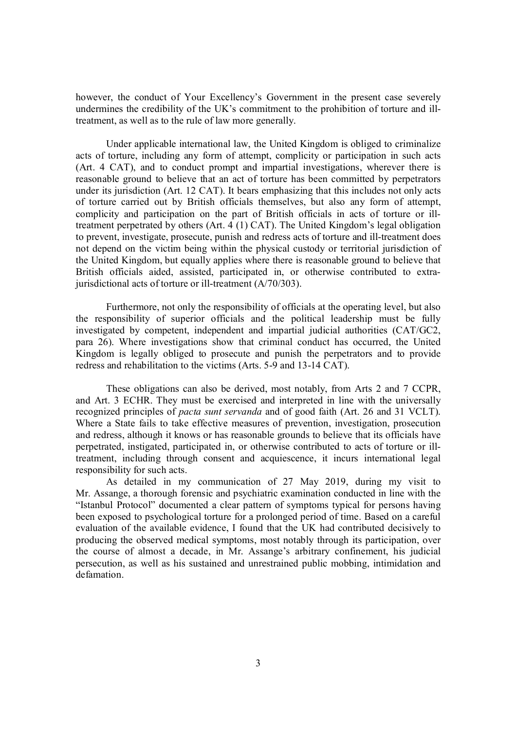however, the conduct of Your Excellency's Government in the present case severely undermines the credibility of the UK's commitment to the prohibition of torture and ill-treatment, as well as to the rule of law more generally.

Under applicable international law, the United Kingdom is obliged to criminalize acts of torture, including any form of attempt, complicity or participation in such acts (Art. 4 CAT), and to conduct prompt and impartial investigations, wherever there is reasonable ground to believe that an act of torture has been committed by perpetrators under its jurisdiction (Art. 12 CAT). It bears emphasizing that this includes not only acts of torture carried out by British officials themselves, but also any form of attempt, complicity and participation on the part of British officials in acts of torture or ill-treatment perpetrated by others (Art. 4 (1) CAT). The United Kingdom's legal obligation to prevent, investigate, prosecute, punish and redress acts of torture and ill-treatment does not depend on the victim being within the physical custody or territorial jurisdiction of the United Kingdom, but equally applies where there is reasonable ground to believe that British officials aided, assisted, participated in, or otherwise contributed to extra-jurisdictional acts of torture or ill-treatment (A/70/303).

Furthermore, not only the responsibility of officials at the operating level, but also the responsibility of superior officials and the political leadership must be fully investigated by competent, independent and impartial judicial authorities (CAT/GC2, para 26). Where investigations show that criminal conduct has occurred, the United Kingdom is legally obliged to prosecute and punish the perpetrators and to provide redress and rehabilitation to the victims (Arts. 5-9 and 13-14 CAT).

These obligations can also be derived, most notably, from Arts 2 and 7 CCPR, and Art. 3 ECHR. They must be exercised and interpreted in line with the universally recognized principles of *pacta sunt servanda* and of good faith (Art. 26 and 31 VCLT). Where a State fails to take effective measures of prevention, investigation, prosecution and redress, although it knows or has reasonable grounds to believe that its officials have perpetrated, instigated, participated in, or otherwise contributed to acts of torture or ill-treatment, including through consent and acquiescence, it incurs international legal responsibility for such acts.

As detailed in my communication of 27 May 2019, during my visit to Mr. Assange, a thorough forensic and psychiatric examination conducted in line with the "Istanbul Protocol" documented a clear pattern of symptoms typical for persons having been exposed to psychological torture for a prolonged period of time. Based on a careful evaluation of the available evidence, I found that the UK had contributed decisively to producing the observed medical symptoms, most notably through its participation, over the course of almost a decade, in Mr. Assange's arbitrary confinement, his judicial persecution, as well as his sustained and unrestrained public mobbing, intimidation and defamation.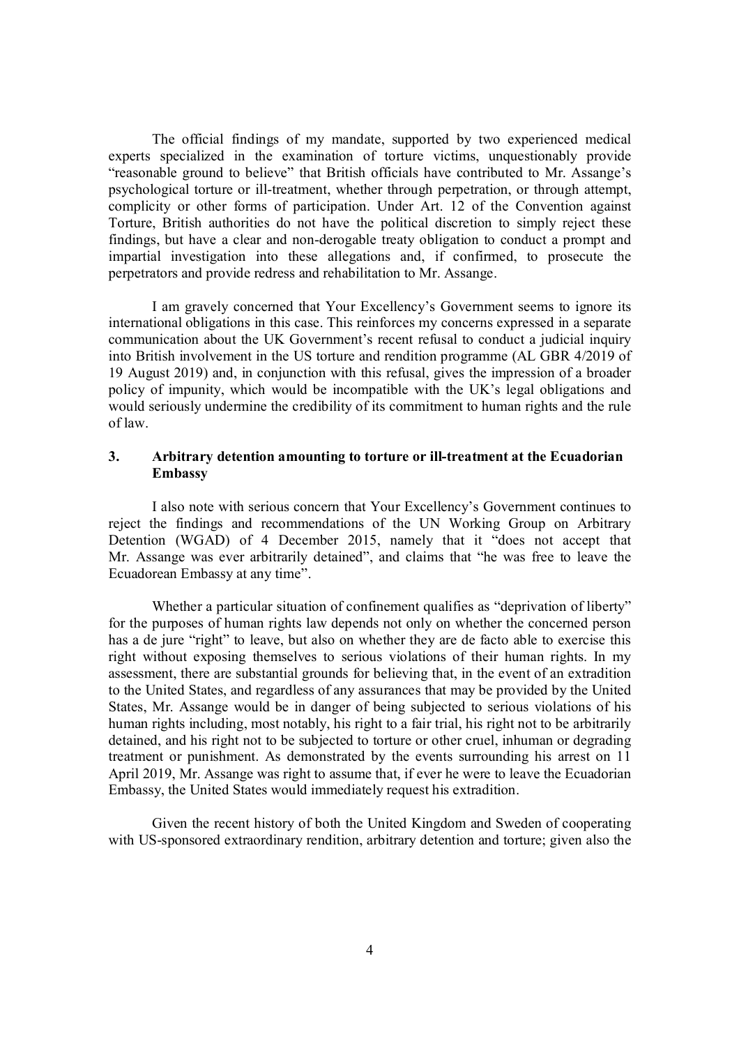The official findings of my mandate, supported by two experienced medical experts specialized in the examination of torture victims, unquestionably provide "reasonable ground to believe" that British officials have contributed to Mr. Assange's psychological torture or ill-treatment, whether through perpetration, or through attempt, complicity or other forms of participation. Under Art. 12 of the Convention against Torture, British authorities do not have the political discretion to simply reject these findings, but have a clear and non-derogable treaty obligation to conduct a prompt and impartial investigation into these allegations and, if confirmed, to prosecute the perpetrators and provide redress and rehabilitation to Mr. Assange.

I am gravely concerned that Your Excellency's Government seems to ignore its international obligations in this case. This reinforces my concerns expressed in a separate communication about the UK Government's recent refusal to conduct a judicial inquiry into British involvement in the US torture and rendition programme (AL GBR 4/2019 of 19 August 2019) and, in conjunction with this refusal, gives the impression of a broader policy of impunity, which would be incompatible with the UK's legal obligations and would seriously undermine the credibility of its commitment to human rights and the rule of law.

### 3. Arbitrary detention amounting to torture or ill-treatment at the Ecuadorian Embassy

I also note with serious concern that Your Excellency's Government continues to reject the findings and recommendations of the UN Working Group on Arbitrary Detention (WGAD) of 4 December 2015, namely that it "does not accept that Mr. Assange was ever arbitrarily detained", and claims that "he was free to leave the Ecuadorean Embassy at any time".

Whether a particular situation of confinement qualifies as "deprivation of liberty" for the purposes of human rights law depends not only on whether the concerned person has a de jure "right" to leave, but also on whether they are de facto able to exercise this right without exposing themselves to serious violations of their human rights. In my assessment, there are substantial grounds for believing that, in the event of an extradition to the United States, and regardless of any assurances that may be provided by the United States, Mr. Assange would be in danger of being subjected to serious violations of his human rights including, most notably, his right to a fair trial, his right not to be arbitrarily detained, and his right not to be subjected to torture or other cruel, inhuman or degrading treatment or punishment. As demonstrated by the events surrounding his arrest on 11 April 2019, Mr. Assange was right to assume that, if ever he were to leave the Ecuadorian Embassy, the United States would immediately request his extradition.

Given the recent history of both the United Kingdom and Sweden of cooperating with US-sponsored extraordinary rendition, arbitrary detention and torture; given also the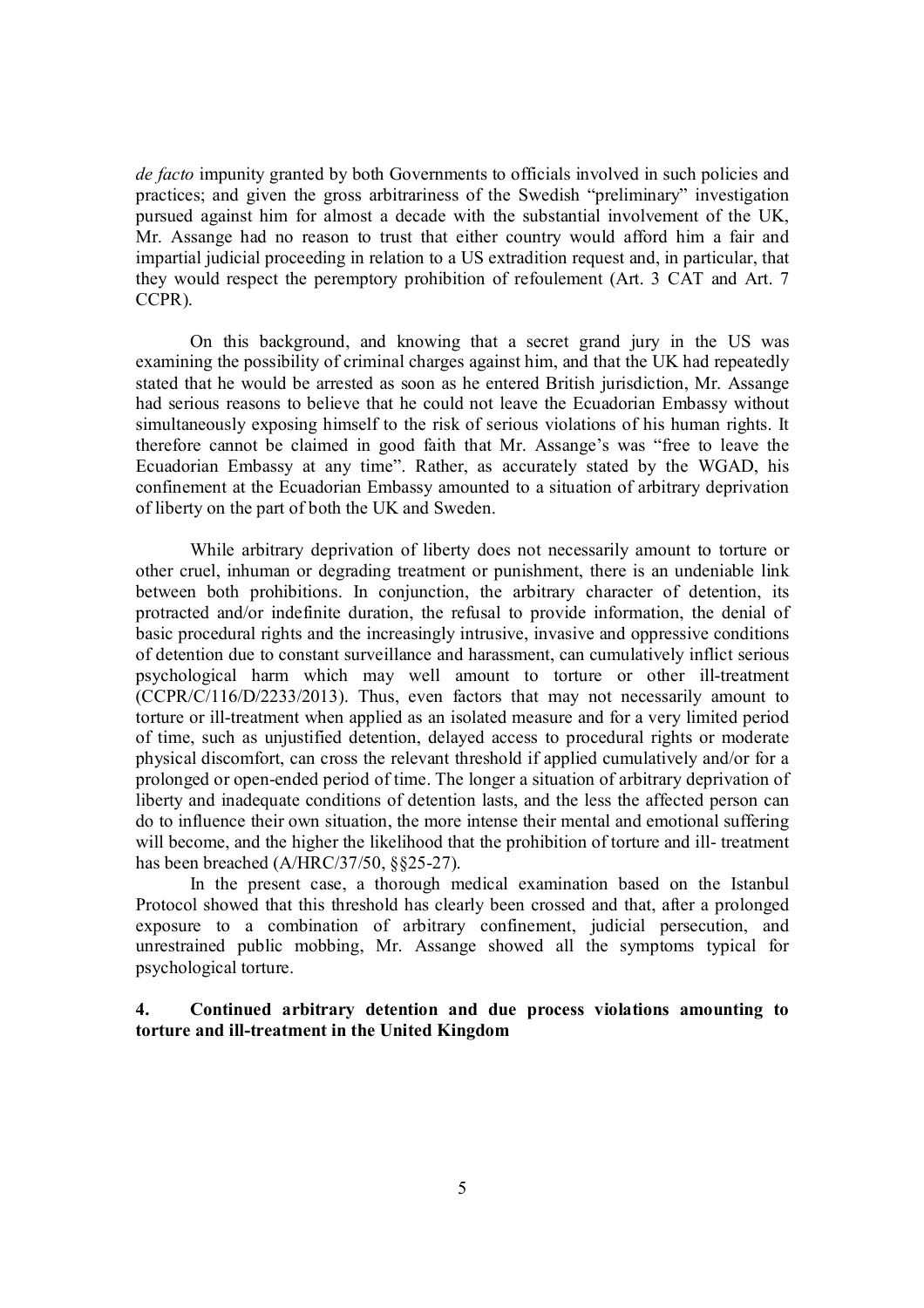*de facto* impunity granted by both Governments to officials involved in such policies and practices; and given the gross arbitrariness of the Swedish "preliminary" investigation pursued against him for almost a decade with the substantial involvement of the UK, Mr. Assange had no reason to trust that either country would afford him a fair and impartial judicial proceeding in relation to a US extradition request and, in particular, that they would respect the peremptory prohibition of refoulement (Art. 3 CAT and Art. 7 CCPR).

On this background, and knowing that a secret grand jury in the US was examining the possibility of criminal charges against him, and that the UK had repeatedly stated that he would be arrested as soon as he entered British jurisdiction, Mr. Assange had serious reasons to believe that he could not leave the Ecuadorian Embassy without simultaneously exposing himself to the risk of serious violations of his human rights. It therefore cannot be claimed in good faith that Mr. Assange's was "free to leave the Ecuadorian Embassy at any time". Rather, as accurately stated by the WGAD, his confinement at the Ecuadorian Embassy amounted to a situation of arbitrary deprivation of liberty on the part of both the UK and Sweden.

While arbitrary deprivation of liberty does not necessarily amount to torture or other cruel, inhuman or degrading treatment or punishment, there is an undeniable link between both prohibitions. In conjunction, the arbitrary character of detention, its protracted and/or indefinite duration, the refusal to provide information, the denial of basic procedural rights and the increasingly intrusive, invasive and oppressive conditions of detention due to constant surveillance and harassment, can cumulatively inflict serious psychological harm which may well amount to torture or other ill-treatment (CCPR/C/116/D/2233/2013). Thus, even factors that may not necessarily amount to torture or ill-treatment when applied as an isolated measure and for a very limited period of time, such as unjustified detention, delayed access to procedural rights or moderate physical discomfort, can cross the relevant threshold if applied cumulatively and/or for a prolonged or open-ended period of time. The longer a situation of arbitrary deprivation of liberty and inadequate conditions of detention lasts, and the less the affected person can do to influence their own situation, the more intense their mental and emotional suffering will become, and the higher the likelihood that the prohibition of torture and ill- treatment has been breached (A/HRC/37/50, §§25-27).

In the present case, a thorough medical examination based on the Istanbul Protocol showed that this threshold has clearly been crossed and that, after a prolonged exposure to a combination of arbitrary confinement, judicial persecution, and unrestrained public mobbing, Mr. Assange showed all the symptoms typical for psychological torture.

**4. Continued arbitrary detention and due process violations amounting to torture and ill-treatment in the United Kingdom**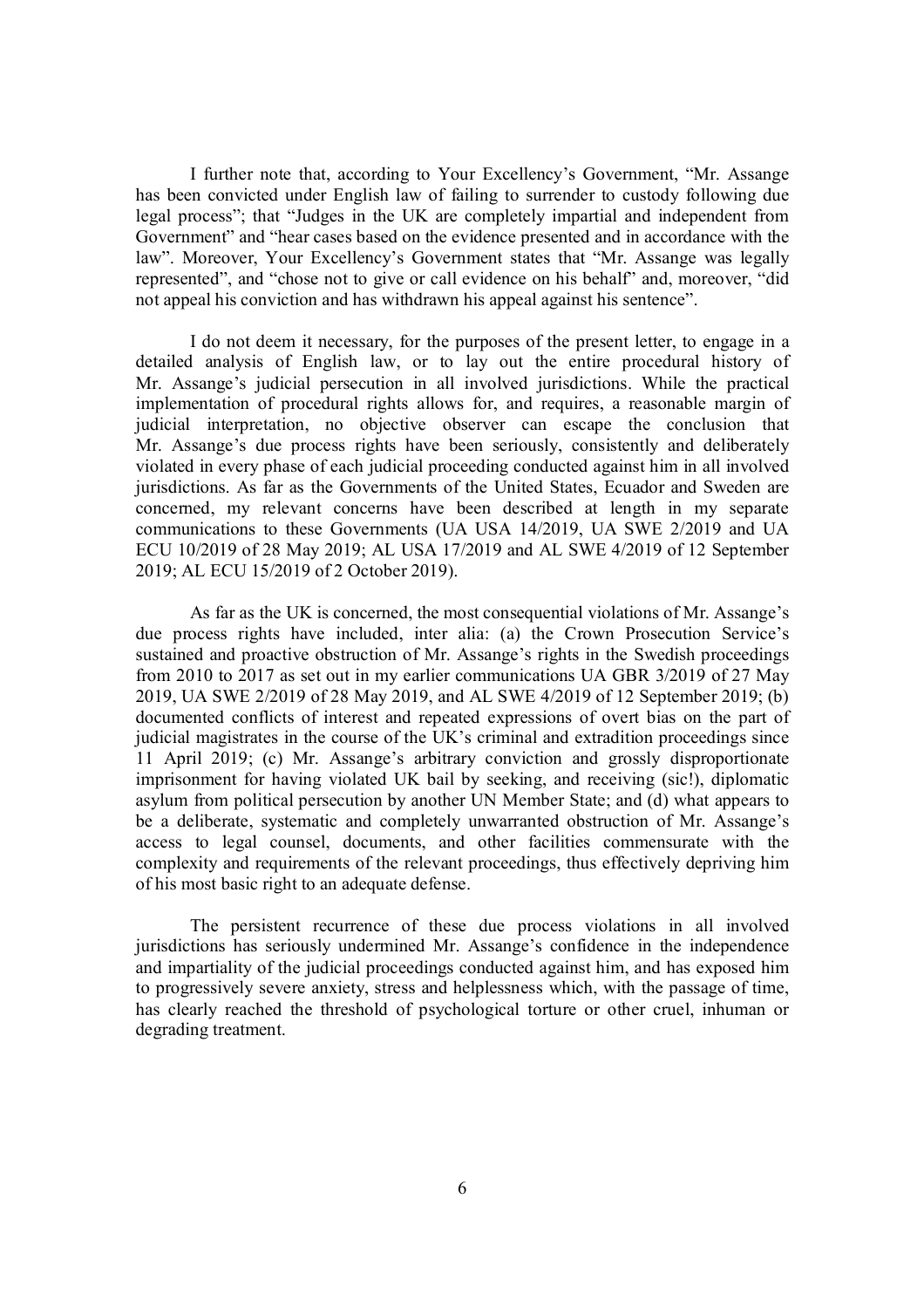I further note that, according to Your Excellency's Government, "Mr. Assange has been convicted under English law of failing to surrender to custody following due legal process"; that "Judges in the UK are completely impartial and independent from Government" and "hear cases based on the evidence presented and in accordance with the law". Moreover, Your Excellency's Government states that "Mr. Assange was legally represented", and "chose not to give or call evidence on his behalf" and, moreover, "did not appeal his conviction and has withdrawn his appeal against his sentence".

I do not deem it necessary, for the purposes of the present letter, to engage in a detailed analysis of English law, or to lay out the entire procedural history of Mr. Assange's judicial persecution in all involved jurisdictions. While the practical implementation of procedural rights allows for, and requires, a reasonable margin of judicial interpretation, no objective observer can escape the conclusion that Mr. Assange's due process rights have been seriously, consistently and deliberately violated in every phase of each judicial proceeding conducted against him in all involved jurisdictions. As far as the Governments of the United States, Ecuador and Sweden are concerned, my relevant concerns have been described at length in my separate communications to these Governments (UA USA 14/2019, UA SWE 2/2019 and UA ECU 10/2019 of 28 May 2019; AL USA 17/2019 and AL SWE 4/2019 of 12 September 2019; AL ECU 15/2019 of 2 October 2019).

As far as the UK is concerned, the most consequential violations of Mr. Assange's due process rights have included, inter alia: (a) the Crown Prosecution Service's sustained and proactive obstruction of Mr. Assange's rights in the Swedish proceedings from 2010 to 2017 as set out in my earlier communications UA GBR 3/2019 of 27 May 2019, UA SWE 2/2019 of 28 May 2019, and AL SWE 4/2019 of 12 September 2019; (b) documented conflicts of interest and repeated expressions of overt bias on the part of judicial magistrates in the course of the UK's criminal and extradition proceedings since 11 April 2019; (c) Mr. Assange's arbitrary conviction and grossly disproportionate imprisonment for having violated UK bail by seeking, and receiving (sic!), diplomatic asylum from political persecution by another UN Member State; and (d) what appears to be a deliberate, systematic and completely unwarranted obstruction of Mr. Assange's access to legal counsel, documents, and other facilities commensurate with the complexity and requirements of the relevant proceedings, thus effectively depriving him of his most basic right to an adequate defense.

The persistent recurrence of these due process violations in all involved jurisdictions has seriously undermined Mr. Assange's confidence in the independence and impartiality of the judicial proceedings conducted against him, and has exposed him to progressively severe anxiety, stress and helplessness which, with the passage of time, has clearly reached the threshold of psychological torture or other cruel, inhuman or degrading treatment.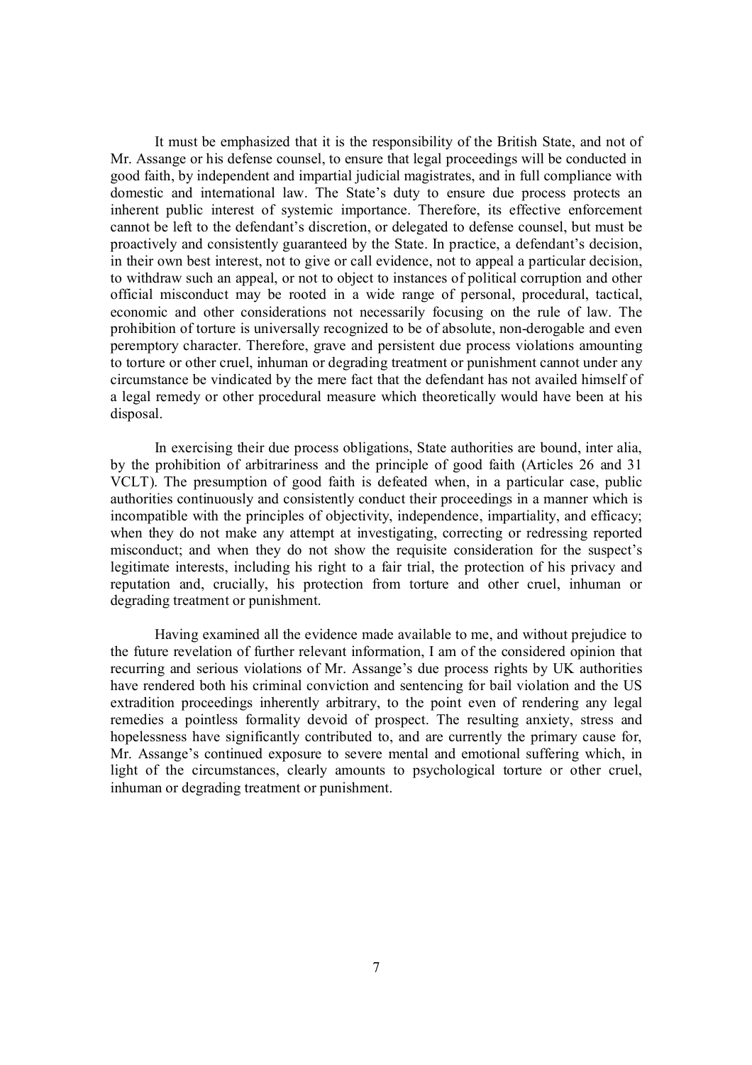It must be emphasized that it is the responsibility of the British State, and not of Mr. Assange or his defense counsel, to ensure that legal proceedings will be conducted in good faith, by independent and impartial judicial magistrates, and in full compliance with domestic and international law. The State's duty to ensure due process protects an inherent public interest of systemic importance. Therefore, its effective enforcement cannot be left to the defendant's discretion, or delegated to defense counsel, but must be proactively and consistently guaranteed by the State. In practice, a defendant's decision, in their own best interest, not to give or call evidence, not to appeal a particular decision, to withdraw such an appeal, or not to object to instances of political corruption and other official misconduct may be rooted in a wide range of personal, procedural, tactical, economic and other considerations not necessarily focusing on the rule of law. The prohibition of torture is universally recognized to be of absolute, non-derogable and even peremptory character. Therefore, grave and persistent due process violations amounting to torture or other cruel, inhuman or degrading treatment or punishment cannot under any circumstance be vindicated by the mere fact that the defendant has not availed himself of a legal remedy or other procedural measure which theoretically would have been at his disposal.

In exercising their due process obligations, State authorities are bound, inter alia, by the prohibition of arbitrariness and the principle of good faith (Articles 26 and 31 VCLT). The presumption of good faith is defeated when, in a particular case, public authorities continuously and consistently conduct their proceedings in a manner which is incompatible with the principles of objectivity, independence, impartiality, and efficacy; when they do not make any attempt at investigating, correcting or redressing reported misconduct; and when they do not show the requisite consideration for the suspect's legitimate interests, including his right to a fair trial, the protection of his privacy and reputation and, crucially, his protection from torture and other cruel, inhuman or degrading treatment or punishment.

Having examined all the evidence made available to me, and without prejudice to the future revelation of further relevant information, I am of the considered opinion that recurring and serious violations of Mr. Assange's due process rights by UK authorities have rendered both his criminal conviction and sentencing for bail violation and the US extradition proceedings inherently arbitrary, to the point even of rendering any legal remedies a pointless formality devoid of prospect. The resulting anxiety, stress and hopelessness have significantly contributed to, and are currently the primary cause for, Mr. Assange's continued exposure to severe mental and emotional suffering which, in light of the circumstances, clearly amounts to psychological torture or other cruel, inhuman or degrading treatment or punishment.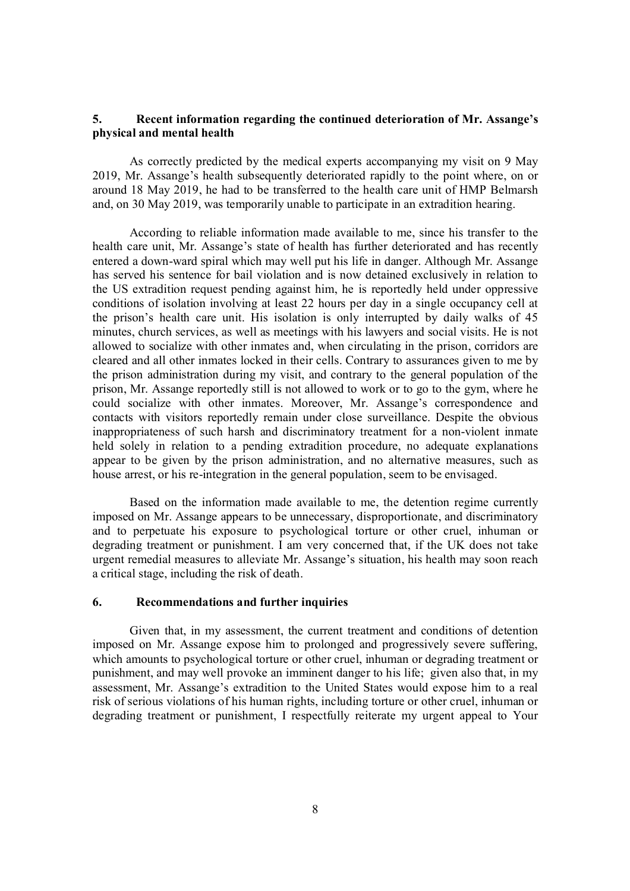## 5. Recent information regarding the continued deterioration of Mr. Assange's physical and mental health

As correctly predicted by the medical experts accompanying my visit on 9 May 2019, Mr. Assange's health subsequently deteriorated rapidly to the point where, on or around 18 May 2019, he had to be transferred to the health care unit of HMP Belmarsh and, on 30 May 2019, was temporarily unable to participate in an extradition hearing.

According to reliable information made available to me, since his transfer to the health care unit, Mr. Assange's state of health has further deteriorated and has recently entered a down-ward spiral which may well put his life in danger. Although Mr. Assange has served his sentence for bail violation and is now detained exclusively in relation to the US extradition request pending against him, he is reportedly held under oppressive conditions of isolation involving at least 22 hours per day in a single occupancy cell at the prison's health care unit. His isolation is only interrupted by daily walks of 45 minutes, church services, as well as meetings with his lawyers and social visits. He is not allowed to socialize with other inmates and, when circulating in the prison, corridors are cleared and all other inmates locked in their cells. Contrary to assurances given to me by the prison administration during my visit, and contrary to the general population of the prison, Mr. Assange reportedly still is not allowed to work or to go to the gym, where he could socialize with other inmates. Moreover, Mr. Assange's correspondence and contacts with visitors reportedly remain under close surveillance. Despite the obvious inappropriateness of such harsh and discriminatory treatment for a non-violent inmate held solely in relation to a pending extradition procedure, no adequate explanations appear to be given by the prison administration, and no alternative measures, such as house arrest, or his re-integration in the general population, seem to be envisaged.

Based on the information made available to me, the detention regime currently imposed on Mr. Assange appears to be unnecessary, disproportionate, and discriminatory and to perpetuate his exposure to psychological torture or other cruel, inhuman or degrading treatment or punishment. I am very concerned that, if the UK does not take urgent remedial measures to alleviate Mr. Assange's situation, his health may soon reach a critical stage, including the risk of death.

## 6. Recommendations and further inquiries

Given that, in my assessment, the current treatment and conditions of detention imposed on Mr. Assange expose him to prolonged and progressively severe suffering, which amounts to psychological torture or other cruel, inhuman or degrading treatment or punishment, and may well provoke an imminent danger to his life; given also that, in my assessment, Mr. Assange's extradition to the United States would expose him to a real risk of serious violations of his human rights, including torture or other cruel, inhuman or degrading treatment or punishment, I respectfully reiterate my urgent appeal to Your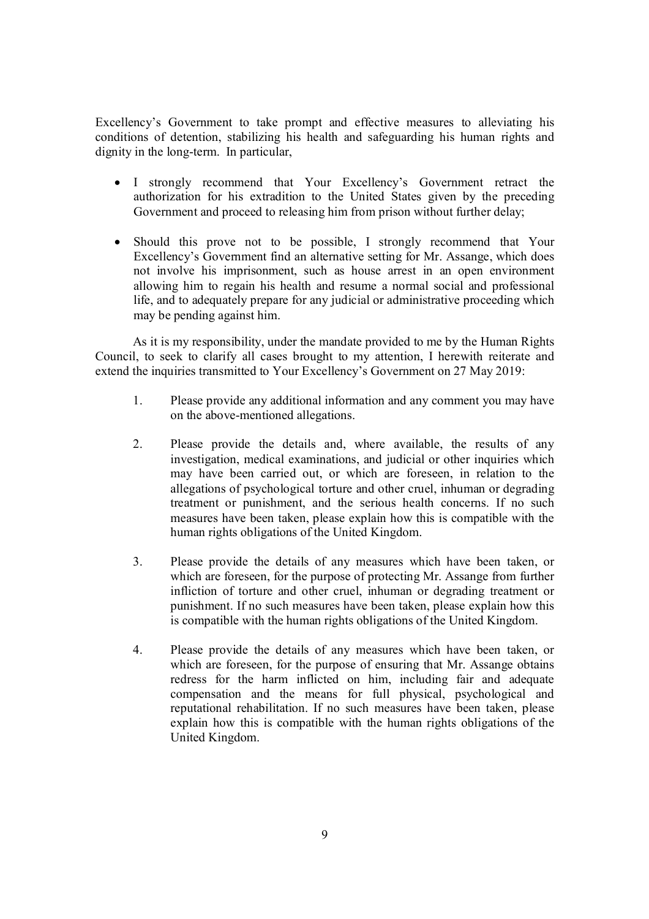Excellency's Government to take prompt and effective measures to alleviating his conditions of detention, stabilizing his health and safeguarding his human rights and dignity in the long-term. In particular,

- I strongly recommend that Your Excellency's Government retract the authorization for his extradition to the United States given by the preceding Government and proceed to releasing him from prison without further delay;

- Should this prove not to be possible, I strongly recommend that Your Excellency's Government find an alternative setting for Mr. Assange, which does not involve his imprisonment, such as house arrest in an open environment allowing him to regain his health and resume a normal social and professional life, and to adequately prepare for any judicial or administrative proceeding which may be pending against him.

As it is my responsibility, under the mandate provided to me by the Human Rights Council, to seek to clarify all cases brought to my attention, I herewith reiterate and extend the inquiries transmitted to Your Excellency's Government on 27 May 2019:

1. Please provide any additional information and any comment you may have on the above-mentioned allegations.

2. Please provide the details and, where available, the results of any investigation, medical examinations, and judicial or other inquiries which may have been carried out, or which are foreseen, in relation to the allegations of psychological torture and other cruel, inhuman or degrading treatment or punishment, and the serious health concerns. If no such measures have been taken, please explain how this is compatible with the human rights obligations of the United Kingdom.

3. Please provide the details of any measures which have been taken, or which are foreseen, for the purpose of protecting Mr. Assange from further infliction of torture and other cruel, inhuman or degrading treatment or punishment. If no such measures have been taken, please explain how this is compatible with the human rights obligations of the United Kingdom.

4. Please provide the details of any measures which have been taken, or which are foreseen, for the purpose of ensuring that Mr. Assange obtains redress for the harm inflicted on him, including fair and adequate compensation and the means for full physical, psychological and reputational rehabilitation. If no such measures have been taken, please explain how this is compatible with the human rights obligations of the United Kingdom.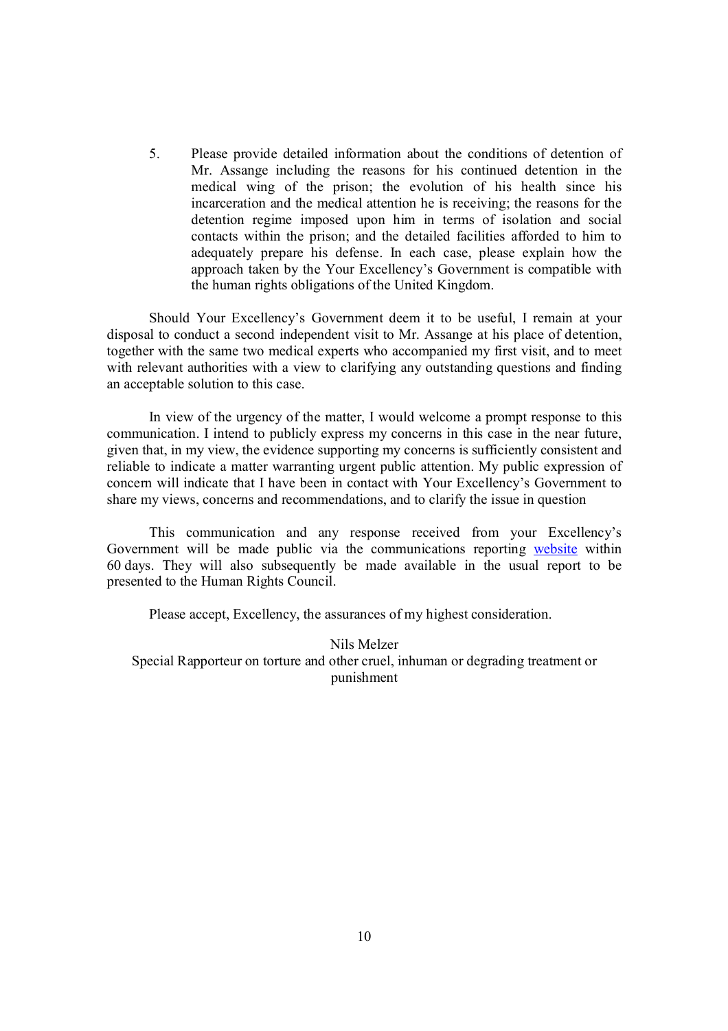5. Please provide detailed information about the conditions of detention of Mr. Assange including the reasons for his continued detention in the medical wing of the prison; the evolution of his health since his incarceration and the medical attention he is receiving; the reasons for the detention regime imposed upon him in terms of isolation and social contacts within the prison; and the detailed facilities afforded to him to adequately prepare his defense. In each case, please explain how the approach taken by the Your Excellency's Government is compatible with the human rights obligations of the United Kingdom.

Should Your Excellency's Government deem it to be useful, I remain at your disposal to conduct a second independent visit to Mr. Assange at his place of detention, together with the same two medical experts who accompanied my first visit, and to meet with relevant authorities with a view to clarifying any outstanding questions and finding an acceptable solution to this case.

In view of the urgency of the matter, I would welcome a prompt response to this communication. I intend to publicly express my concerns in this case in the near future, given that, in my view, the evidence supporting my concerns is sufficiently consistent and reliable to indicate a matter warranting urgent public attention. My public expression of concern will indicate that I have been in contact with Your Excellency's Government to share my views, concerns and recommendations, and to clarify the issue in question

This communication and any response received from your Excellency's Government will be made public via the communications reporting website within 60 days. They will also subsequently be made available in the usual report to be presented to the Human Rights Council.

Please accept, Excellency, the assurances of my highest consideration.

Nils Melzer
Special Rapporteur on torture and other cruel, inhuman or degrading treatment or punishment